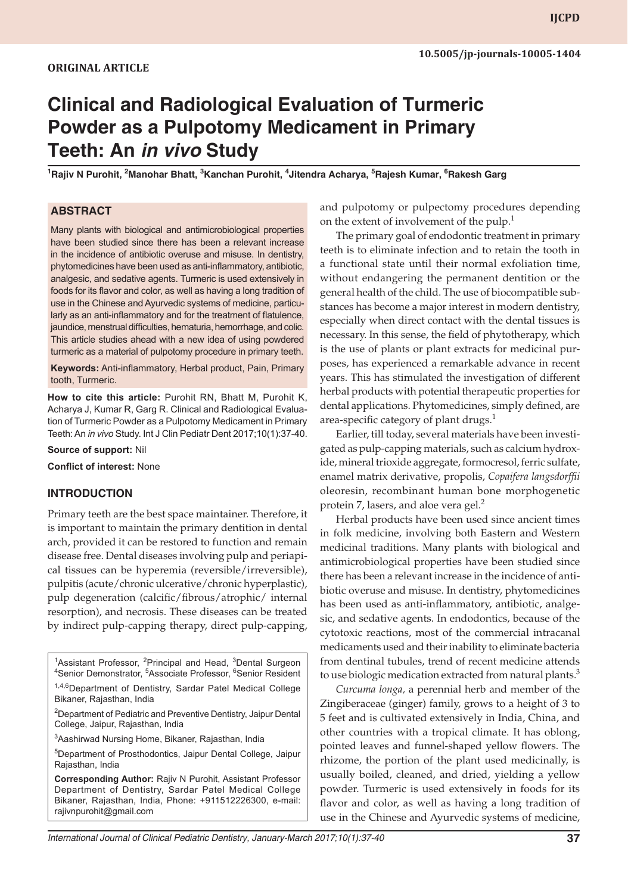ORIGINAL ARTICLE

10.5005/jp-journals-10005-1404

# Clinical and Radiological Evaluation of Turmeric Powder as a Pulpotomy Medicament in Primary Teeth: An *in vivo* Study

[1]Rajiv N Purohit, [2]Manohar Bhatt, [3]Kanchan Purohit, [4]Jitendra Acharya, [5]Rajesh Kumar, [6]Rakesh Garg

## ABSTRACT

Many plants with biological and antimicrobiological properties have been studied since there has been a relevant increase in the incidence of antibiotic overuse and misuse. In dentistry, phytomedicines have been used as anti-inflammatory, antibiotic, analgesic, and sedative agents. Turmeric is used extensively in foods for its flavor and color, as well as having a long tradition of use in the Chinese and Ayurvedic systems of medicine, particularly as an anti-inflammatory and for the treatment of flatulence, jaundice, menstrual difficulties, hematuria, hemorrhage, and colic. This article studies ahead with a new idea of using powdered turmeric as a material of pulpotomy procedure in primary teeth.

**Keywords:** Anti-inflammatory, Herbal product, Pain, Primary tooth, Turmeric.

**How to cite this article:** Purohit RN, Bhatt M, Purohit K, Acharya J, Kumar R, Garg R. Clinical and Radiological Evaluation of Turmeric Powder as a Pulpotomy Medicament in Primary Teeth: An *in vivo* Study. Int J Clin Pediatr Dent 2017;10(1):37-40.

**Source of support:** Nil

**Conflict of interest:** None

## INTRODUCTION

Primary teeth are the best space maintainer. Therefore, it is important to maintain the primary dentition in dental arch, provided it can be restored to function and remain disease free. Dental diseases involving pulp and periapical tissues can be hyperemia (reversible/irreversible), pulpitis (acute/chronic ulcerative/chronic hyperplastic), pulp degeneration (calcific/fibrous/atrophic/ internal resorption), and necrosis. These diseases can be treated by indirect pulp-capping therapy, direct pulp-capping, and pulpotomy or pulpectomy procedures depending on the extent of involvement of the pulp.[1]

The primary goal of endodontic treatment in primary teeth is to eliminate infection and to retain the tooth in a functional state until their normal exfoliation time, without endangering the permanent dentition or the general health of the child. The use of biocompatible substances has become a major interest in modern dentistry, especially when direct contact with the dental tissues is necessary. In this sense, the field of phytotherapy, which is the use of plants or plant extracts for medicinal purposes, has experienced a remarkable advance in recent years. This has stimulated the investigation of different herbal products with potential therapeutic properties for dental applications. Phytomedicines, simply defined, are area-specific category of plant drugs.[1]

Earlier, till today, several materials have been investigated as pulp-capping materials, such as calcium hydroxide, mineral trioxide aggregate, formocresol, ferric sulfate, enamel matrix derivative, propolis, *Copaifera langsdorffii* oleoresin, recombinant human bone morphogenetic protein 7, lasers, and aloe vera gel.[2]

Herbal products have been used since ancient times in folk medicine, involving both Eastern and Western medicinal traditions. Many plants with biological and antimicrobiological properties have been studied since there has been a relevant increase in the incidence of antibiotic overuse and misuse. In dentistry, phytomedicines has been used as anti-inflammatory, antibiotic, analgesic, and sedative agents. In endodontics, because of the cytotoxic reactions, most of the commercial intracanal medicaments used and their inability to eliminate bacteria from dentinal tubules, trend of recent medicine attends to use biologic medication extracted from natural plants.[3]

*Curcuma longa,* a perennial herb and member of the Zingiberaceae (ginger) family, grows to a height of 3 to 5 feet and is cultivated extensively in India, China, and other countries with a tropical climate. It has oblong, pointed leaves and funnel-shaped yellow flowers. The rhizome, the portion of the plant used medicinally, is usually boiled, cleaned, and dried, yielding a yellow powder. Turmeric is used extensively in foods for its flavor and color, as well as having a long tradition of use in the Chinese and Ayurvedic systems of medicine,

---

[1]Assistant Professor, [2]Principal and Head, [3]Dental Surgeon [4]Senior Demonstrator, [5]Associate Professor, [6]Senior Resident

[1,4,6]Department of Dentistry, Sardar Patel Medical College Bikaner, Rajasthan, India

[2]Department of Pediatric and Preventive Dentistry, Jaipur Dental College, Jaipur, Rajasthan, India

[3]Aashirwad Nursing Home, Bikaner, Rajasthan, India

[5]Department of Prosthodontics, Jaipur Dental College, Jaipur Rajasthan, India

**Corresponding Author:** Rajiv N Purohit, Assistant Professor Department of Dentistry, Sardar Patel Medical College Bikaner, Rajasthan, India, Phone: +911512226300, e-mail: rajivnpurohit@gmail.com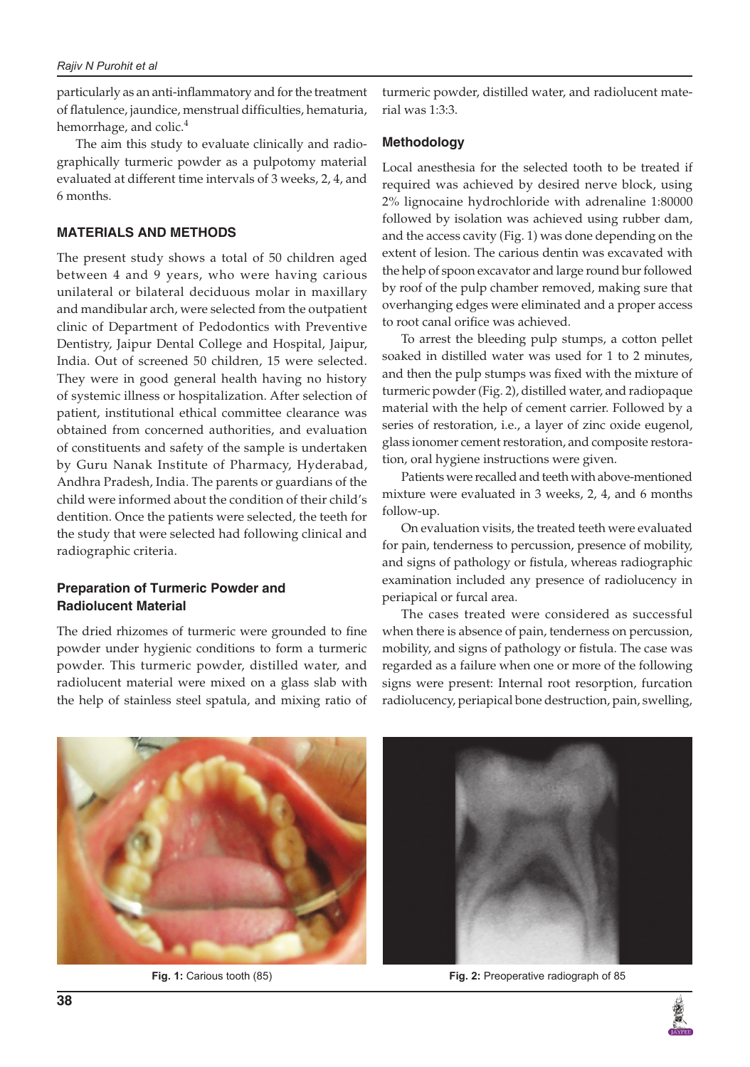particularly as an anti-inflammatory and for the treatment of flatulence, jaundice, menstrual difficulties, hematuria, hemorrhage, and colic.[4]

The aim this study to evaluate clinically and radiographically turmeric powder as a pulpotomy material evaluated at different time intervals of 3 weeks, 2, 4, and 6 months.

## MATERIALS AND METHODS

The present study shows a total of 50 children aged between 4 and 9 years, who were having carious unilateral or bilateral deciduous molar in maxillary and mandibular arch, were selected from the outpatient clinic of Department of Pedodontics with Preventive Dentistry, Jaipur Dental College and Hospital, Jaipur, India. Out of screened 50 children, 15 were selected. They were in good general health having no history of systemic illness or hospitalization. After selection of patient, institutional ethical committee clearance was obtained from concerned authorities, and evaluation of constituents and safety of the sample is undertaken by Guru Nanak Institute of Pharmacy, Hyderabad, Andhra Pradesh, India. The parents or guardians of the child were informed about the condition of their child's dentition. Once the patients were selected, the teeth for the study that were selected had following clinical and radiographic criteria.

### Preparation of Turmeric Powder and Radiolucent Material

The dried rhizomes of turmeric were grounded to fine powder under hygienic conditions to form a turmeric powder. This turmeric powder, distilled water, and radiolucent material were mixed on a glass slab with the help of stainless steel spatula, and mixing ratio of turmeric powder, distilled water, and radiolucent material was 1:3:3.

### Methodology

Local anesthesia for the selected tooth to be treated if required was achieved by desired nerve block, using 2% lignocaine hydrochloride with adrenaline 1:80000 followed by isolation was achieved using rubber dam, and the access cavity (Fig. 1) was done depending on the extent of lesion. The carious dentin was excavated with the help of spoon excavator and large round bur followed by roof of the pulp chamber removed, making sure that overhanging edges were eliminated and a proper access to root canal orifice was achieved.

To arrest the bleeding pulp stumps, a cotton pellet soaked in distilled water was used for 1 to 2 minutes, and then the pulp stumps was fixed with the mixture of turmeric powder (Fig. 2), distilled water, and radiopaque material with the help of cement carrier. Followed by a series of restoration, i.e., a layer of zinc oxide eugenol, glass ionomer cement restoration, and composite restoration, oral hygiene instructions were given.

Patients were recalled and teeth with above-mentioned mixture were evaluated in 3 weeks, 2, 4, and 6 months follow-up.

On evaluation visits, the treated teeth were evaluated for pain, tenderness to percussion, presence of mobility, and signs of pathology or fistula, whereas radiographic examination included any presence of radiolucency in periapical or furcal area.

The cases treated were considered as successful when there is absence of pain, tenderness on percussion, mobility, and signs of pathology or fistula. The case was regarded as a failure when one or more of the following signs were present: Internal root resorption, furcation radiolucency, periapical bone destruction, pain, swelling,

**Fig. 1:** Carious tooth (85)

**Fig. 2:** Preoperative radiograph of 85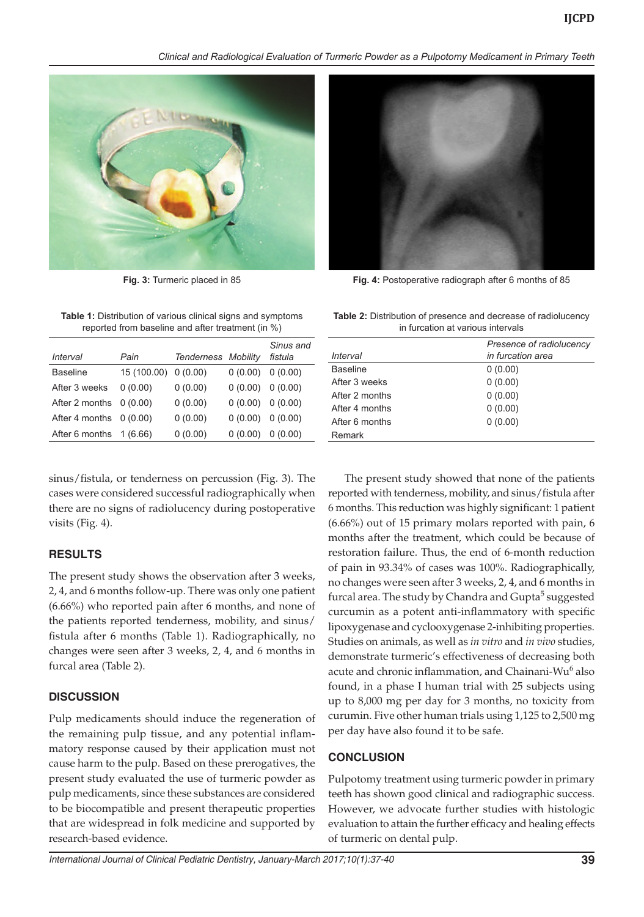Fig. 3: Turmeric placed in 85

Fig. 4: Postoperative radiograph after 6 months of 85

**Table 1:** Distribution of various clinical signs and symptoms reported from baseline and after treatment (in %)

| Interval | Pain | Tenderness | Mobility | Sinus and fistula |
|---|---|---|---|---|
| Baseline | 15 (100.00) | 0 (0.00) | 0 (0.00) | 0 (0.00) |
| After 3 weeks | 0 (0.00) | 0 (0.00) | 0 (0.00) | 0 (0.00) |
| After 2 months | 0 (0.00) | 0 (0.00) | 0 (0.00) | 0 (0.00) |
| After 4 months | 0 (0.00) | 0 (0.00) | 0 (0.00) | 0 (0.00) |
| After 6 months | 1 (6.66) | 0 (0.00) | 0 (0.00) | 0 (0.00) |

**Table 2:** Distribution of presence and decrease of radiolucency in furcation at various intervals

| Interval | Presence of radiolucency in furcation area |
|---|---|
| Baseline | 0 (0.00) |
| After 3 weeks | 0 (0.00) |
| After 2 months | 0 (0.00) |
| After 4 months | 0 (0.00) |
| After 6 months | 0 (0.00) |
| Remark | |

sinus/fistula, or tenderness on percussion (Fig. 3). The cases were considered successful radiographically when there are no signs of radiolucency during postoperative visits (Fig. 4).

## RESULTS

The present study shows the observation after 3 weeks, 2, 4, and 6 months follow-up. There was only one patient (6.66%) who reported pain after 6 months, and none of the patients reported tenderness, mobility, and sinus/fistula after 6 months (Table 1). Radiographically, no changes were seen after 3 weeks, 2, 4, and 6 months in furcal area (Table 2).

## DISCUSSION

Pulp medicaments should induce the regeneration of the remaining pulp tissue, and any potential inflammatory response caused by their application must not cause harm to the pulp. Based on these prerogatives, the present study evaluated the use of turmeric powder as pulp medicaments, since these substances are considered to be biocompatible and present therapeutic properties that are widespread in folk medicine and supported by research-based evidence.

The present study showed that none of the patients reported with tenderness, mobility, and sinus/fistula after 6 months. This reduction was highly significant: 1 patient (6.66%) out of 15 primary molars reported with pain, 6 months after the treatment, which could be because of restoration failure. Thus, the end of 6-month reduction of pain in 93.34% of cases was 100%. Radiographically, no changes were seen after 3 weeks, 2, 4, and 6 months in furcal area. The study by Chandra and Gupta[5] suggested curcumin as a potent anti-inflammatory with specific lipoxygenase and cyclooxygenase 2-inhibiting properties. Studies on animals, as well as *in vitro* and *in vivo* studies, demonstrate turmeric's effectiveness of decreasing both acute and chronic inflammation, and Chainani-Wu[6] also found, in a phase I human trial with 25 subjects using up to 8,000 mg per day for 3 months, no toxicity from curumin. Five other human trials using 1,125 to 2,500 mg per day have also found it to be safe.

## CONCLUSION

Pulpotomy treatment using turmeric powder in primary teeth has shown good clinical and radiographic success. However, we advocate further studies with histologic evaluation to attain the further efficacy and healing effects of turmeric on dental pulp.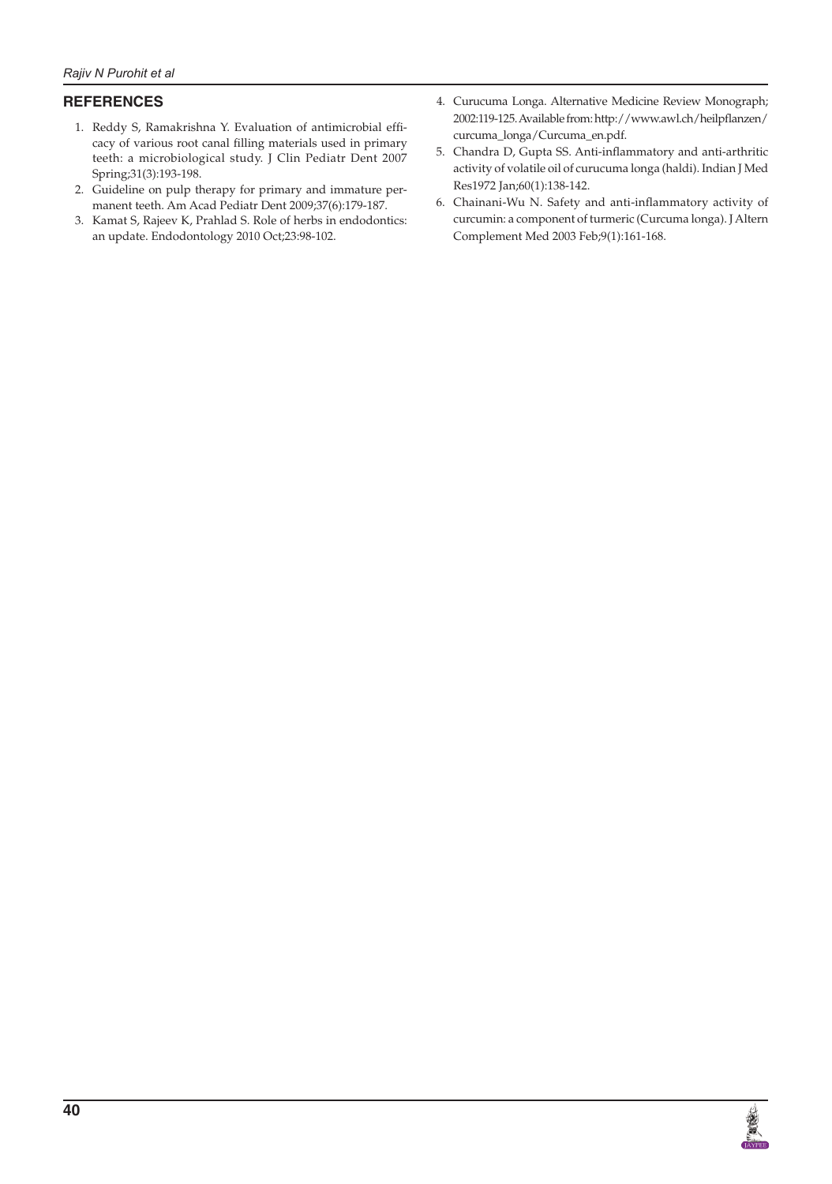## REFERENCES

1. Reddy S, Ramakrishna Y. Evaluation of antimicrobial efficacy of various root canal filling materials used in primary teeth: a microbiological study. J Clin Pediatr Dent 2007 Spring;31(3):193-198.
2. Guideline on pulp therapy for primary and immature permanent teeth. Am Acad Pediatr Dent 2009;37(6):179-187.
3. Kamat S, Rajeev K, Prahlad S. Role of herbs in endodontics: an update. Endodontology 2010 Oct;23:98-102.
4. Curucuma Longa. Alternative Medicine Review Monograph; 2002:119-125. Available from: http://www.awl.ch/heilpflanzen/curcuma_longa/Curcuma_en.pdf.
5. Chandra D, Gupta SS. Anti-inflammatory and anti-arthritic activity of volatile oil of curucuma longa (haldi). Indian J Med Res1972 Jan;60(1):138-142.
6. Chainani-Wu N. Safety and anti-inflammatory activity of curcumin: a component of turmeric (Curcuma longa). J Altern Complement Med 2003 Feb;9(1):161-168.